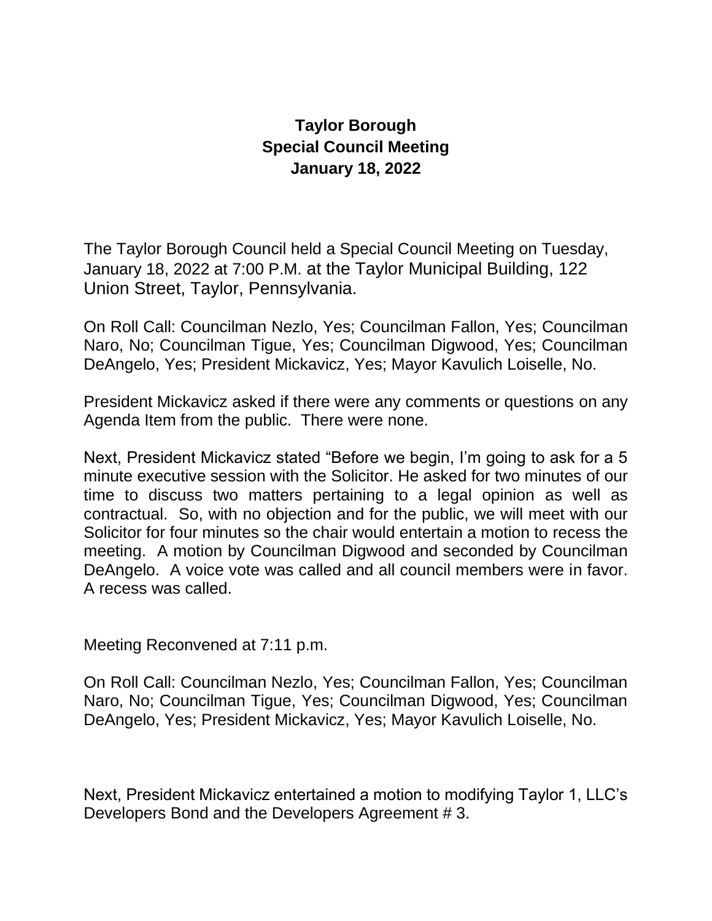# Taylor Borough
## Special Council Meeting
## January 18, 2022

The Taylor Borough Council held a Special Council Meeting on Tuesday, January 18, 2022 at 7:00 P.M. at the Taylor Municipal Building, 122 Union Street, Taylor, Pennsylvania.

On Roll Call: Councilman Nezlo, Yes; Councilman Fallon, Yes; Councilman Naro, No; Councilman Tigue, Yes; Councilman Digwood, Yes; Councilman DeAngelo, Yes; President Mickavicz, Yes; Mayor Kavulich Loiselle, No.

President Mickavicz asked if there were any comments or questions on any Agenda Item from the public. There were none.

Next, President Mickavicz stated "Before we begin, I'm going to ask for a 5 minute executive session with the Solicitor. He asked for two minutes of our time to discuss two matters pertaining to a legal opinion as well as contractual. So, with no objection and for the public, we will meet with our Solicitor for four minutes so the chair would entertain a motion to recess the meeting. A motion by Councilman Digwood and seconded by Councilman DeAngelo. A voice vote was called and all council members were in favor. A recess was called.

Meeting Reconvened at 7:11 p.m.

On Roll Call: Councilman Nezlo, Yes; Councilman Fallon, Yes; Councilman Naro, No; Councilman Tigue, Yes; Councilman Digwood, Yes; Councilman DeAngelo, Yes; President Mickavicz, Yes; Mayor Kavulich Loiselle, No.

Next, President Mickavicz entertained a motion to modifying Taylor 1, LLC's Developers Bond and the Developers Agreement # 3.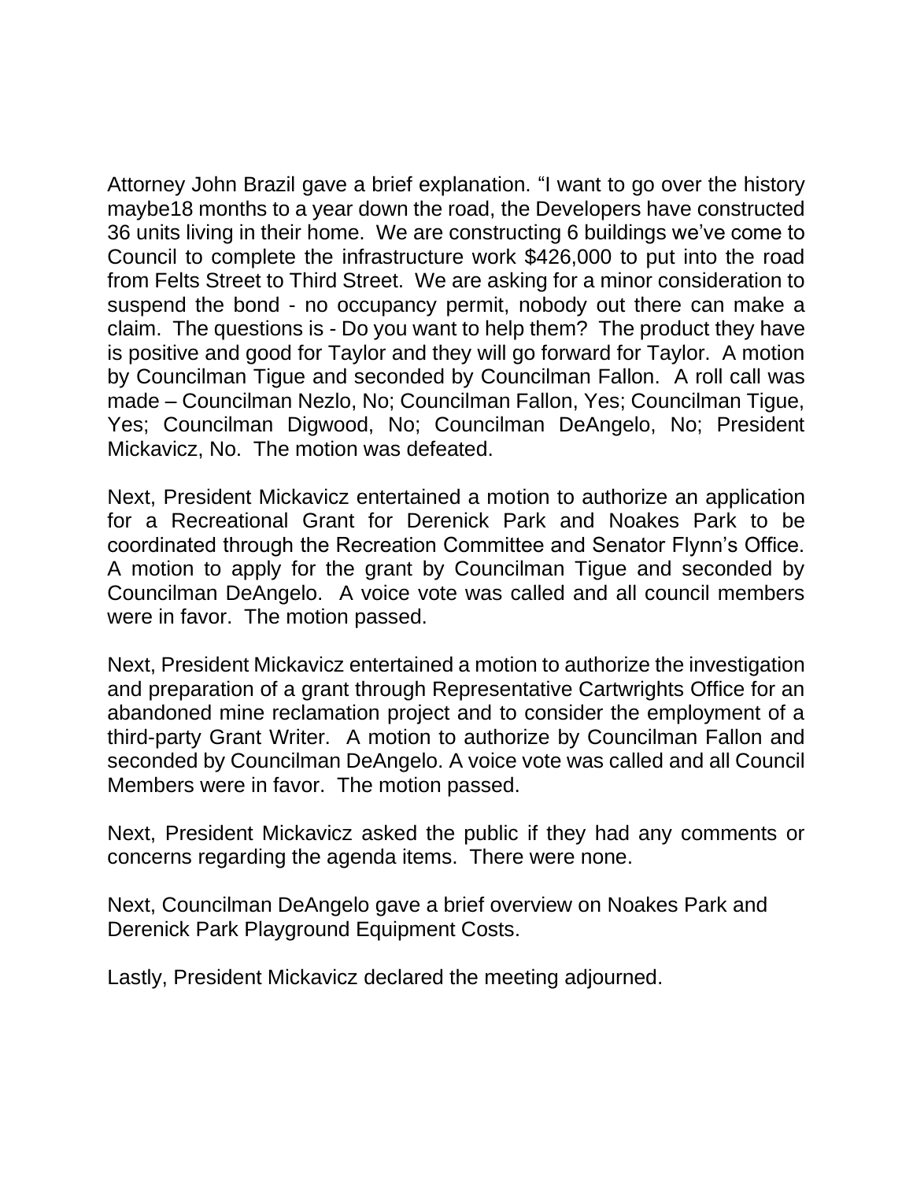Attorney John Brazil gave a brief explanation. "I want to go over the history maybe18 months to a year down the road, the Developers have constructed 36 units living in their home. We are constructing 6 buildings we've come to Council to complete the infrastructure work $426,000 to put into the road from Felts Street to Third Street. We are asking for a minor consideration to suspend the bond - no occupancy permit, nobody out there can make a claim. The questions is - Do you want to help them? The product they have is positive and good for Taylor and they will go forward for Taylor. A motion by Councilman Tigue and seconded by Councilman Fallon. A roll call was made – Councilman Nezlo, No; Councilman Fallon, Yes; Councilman Tigue, Yes; Councilman Digwood, No; Councilman DeAngelo, No; President Mickavicz, No. The motion was defeated.

Next, President Mickavicz entertained a motion to authorize an application for a Recreational Grant for Derenick Park and Noakes Park to be coordinated through the Recreation Committee and Senator Flynn's Office. A motion to apply for the grant by Councilman Tigue and seconded by Councilman DeAngelo. A voice vote was called and all council members were in favor. The motion passed.

Next, President Mickavicz entertained a motion to authorize the investigation and preparation of a grant through Representative Cartwrights Office for an abandoned mine reclamation project and to consider the employment of a third-party Grant Writer. A motion to authorize by Councilman Fallon and seconded by Councilman DeAngelo. A voice vote was called and all Council Members were in favor. The motion passed.

Next, President Mickavicz asked the public if they had any comments or concerns regarding the agenda items. There were none.

Next, Councilman DeAngelo gave a brief overview on Noakes Park and Derenick Park Playground Equipment Costs.

Lastly, President Mickavicz declared the meeting adjourned.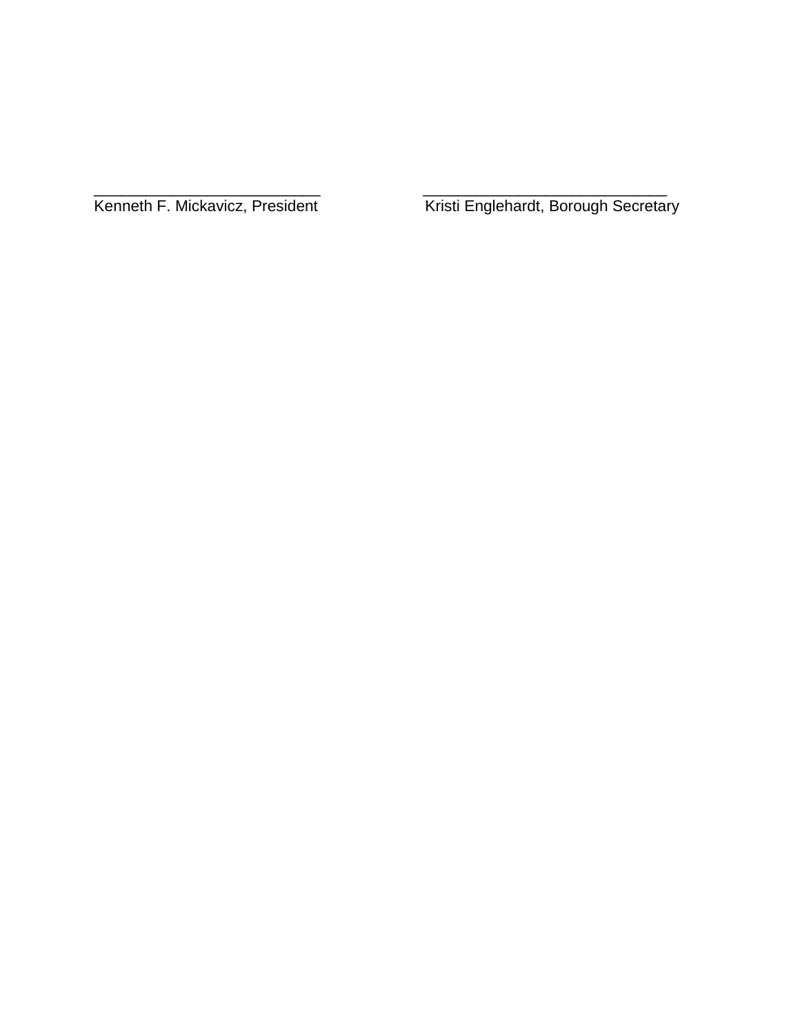___________________________ ______________________________

Kenneth F. Mickavicz, President Kristi Englehardt, Borough Secretary